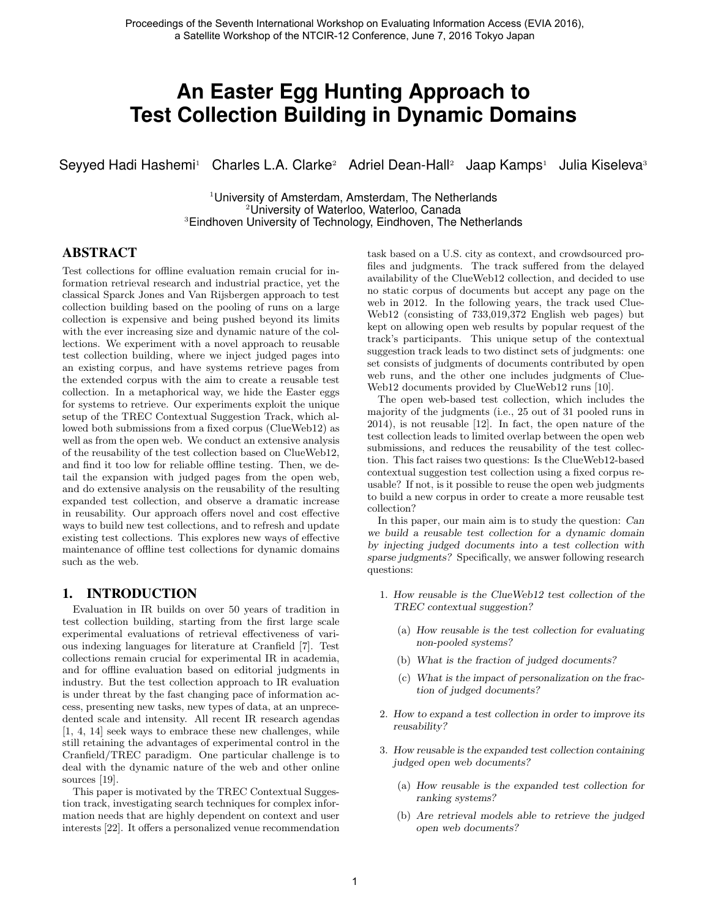# An Easter Egg Hunting Approach to Test Collection Building in Dynamic Domains

Seyyed Hadi Hashemi[1] Charles L.A. Clarke[2] Adriel Dean-Hall[2] Jaap Kamps[1] Julia Kiseleva[3]

[1]University of Amsterdam, Amsterdam, The Netherlands
[2]University of Waterloo, Waterloo, Canada
[3]Eindhoven University of Technology, Eindhoven, The Netherlands

## ABSTRACT

Test collections for offline evaluation remain crucial for information retrieval research and industrial practice, yet the classical Sparck Jones and Van Rijsbergen approach to test collection building based on the pooling of runs on a large collection is expensive and being pushed beyond its limits with the ever increasing size and dynamic nature of the collections. We experiment with a novel approach to reusable test collection building, where we inject judged pages into an existing corpus, and have systems retrieve pages from the extended corpus with the aim to create a reusable test collection. In a metaphorical way, we hide the Easter eggs for systems to retrieve. Our experiments exploit the unique setup of the TREC Contextual Suggestion Track, which allowed both submissions from a fixed corpus (ClueWeb12) as well as from the open web. We conduct an extensive analysis of the reusability of the test collection based on ClueWeb12, and find it too low for reliable offline testing. Then, we detail the expansion with judged pages from the open web, and do extensive analysis on the reusability of the resulting expanded test collection, and observe a dramatic increase in reusability. Our approach offers novel and cost effective ways to build new test collections, and to refresh and update existing test collections. This explores new ways of effective maintenance of offline test collections for dynamic domains such as the web.

## 1. INTRODUCTION

Evaluation in IR builds on over 50 years of tradition in test collection building, starting from the first large scale experimental evaluations of retrieval effectiveness of various indexing languages for literature at Cranfield [7]. Test collections remain crucial for experimental IR in academia, and for offline evaluation based on editorial judgments in industry. But the test collection approach to IR evaluation is under threat by the fast changing pace of information access, presenting new tasks, new types of data, at an unprecedented scale and intensity. All recent IR research agendas [1, 4, 14] seek ways to embrace these new challenges, while still retaining the advantages of experimental control in the Cranfield/TREC paradigm. One particular challenge is to deal with the dynamic nature of the web and other online sources [19].

This paper is motivated by the TREC Contextual Suggestion track, investigating search techniques for complex information needs that are highly dependent on context and user interests [22]. It offers a personalized venue recommendation task based on a U.S. city as context, and crowdsourced profiles and judgments. The track suffered from the delayed availability of the ClueWeb12 collection, and decided to use no static corpus of documents but accept any page on the web in 2012. In the following years, the track used ClueWeb12 (consisting of 733,019,372 English web pages) but kept on allowing open web results by popular request of the track's participants. This unique setup of the contextual suggestion track leads to two distinct sets of judgments: one set consists of judgments of documents contributed by open web runs, and the other one includes judgments of ClueWeb12 documents provided by ClueWeb12 runs [10].

The open web-based test collection, which includes the majority of the judgments (i.e., 25 out of 31 pooled runs in 2014), is not reusable [12]. In fact, the open nature of the test collection leads to limited overlap between the open web submissions, and reduces the reusability of the test collection. This fact raises two questions: Is the ClueWeb12-based contextual suggestion test collection using a fixed corpus reusable? If not, is it possible to reuse the open web judgments to build a new corpus in order to create a more reusable test collection?

In this paper, our main aim is to study the question: *Can we build a reusable test collection for a dynamic domain by injecting judged documents into a test collection with sparse judgments?* Specifically, we answer following research questions:

1. *How reusable is the ClueWeb12 test collection of the TREC contextual suggestion?*
   - (a) *How reusable is the test collection for evaluating non-pooled systems?*
   - (b) *What is the fraction of judged documents?*
   - (c) *What is the impact of personalization on the fraction of judged documents?*
2. *How to expand a test collection in order to improve its reusability?*
3. *How reusable is the expanded test collection containing judged open web documents?*
   - (a) *How reusable is the expanded test collection for ranking systems?*
   - (b) *Are retrieval models able to retrieve the judged open web documents?*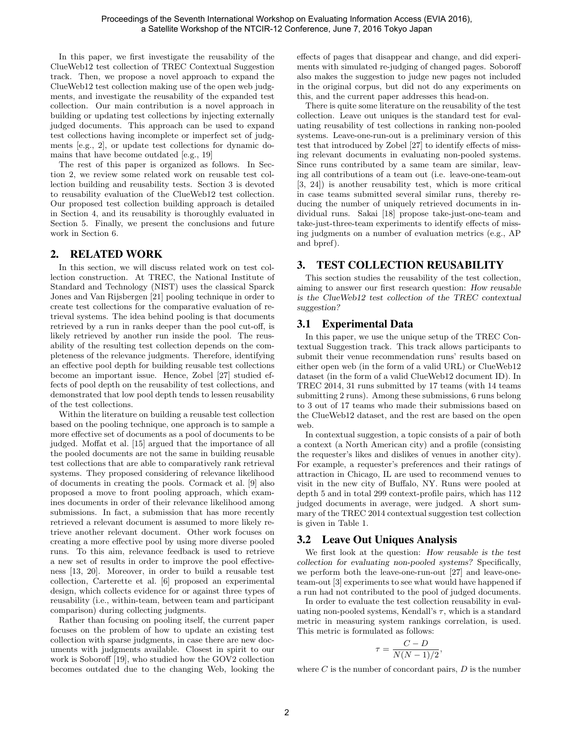In this paper, we first investigate the reusability of the ClueWeb12 test collection of TREC Contextual Suggestion track. Then, we propose a novel approach to expand the ClueWeb12 test collection making use of the open web judgments, and investigate the reusability of the expanded test collection. Our main contribution is a novel approach in building or updating test collections by injecting externally judged documents. This approach can be used to expand test collections having incomplete or imperfect set of judgments [e.g., 2], or update test collections for dynamic domains that have become outdated [e.g., 19]

The rest of this paper is organized as follows. In Section 2, we review some related work on reusable test collection building and reusability tests. Section 3 is devoted to reusability evaluation of the ClueWeb12 test collection. Our proposed test collection building approach is detailed in Section 4, and its reusability is thoroughly evaluated in Section 5. Finally, we present the conclusions and future work in Section 6.

## 2. RELATED WORK

In this section, we will discuss related work on test collection construction. At TREC, the National Institute of Standard and Technology (NIST) uses the classical Sparck Jones and Van Rijsbergen [21] pooling technique in order to create test collections for the comparative evaluation of retrieval systems. The idea behind pooling is that documents retrieved by a run in ranks deeper than the pool cut-off, is likely retrieved by another run inside the pool. The reusability of the resulting test collection depends on the completeness of the relevance judgments. Therefore, identifying an effective pool depth for building reusable test collections become an important issue. Hence, Zobel [27] studied effects of pool depth on the reusability of test collections, and demonstrated that low pool depth tends to lessen reusability of the test collections.

Within the literature on building a reusable test collection based on the pooling technique, one approach is to sample a more effective set of documents as a pool of documents to be judged. Moffat et al. [15] argued that the importance of all the pooled documents are not the same in building reusable test collections that are able to comparatively rank retrieval systems. They proposed considering of relevance likelihood of documents in creating the pools. Cormack et al. [9] also proposed a move to front pooling approach, which examines documents in order of their relevance likelihood among submissions. In fact, a submission that has more recently retrieved a relevant document is assumed to more likely retrieve another relevant document. Other work focuses on creating a more effective pool by using more diverse pooled runs. To this aim, relevance feedback is used to retrieve a new set of results in order to improve the pool effectiveness [13, 20]. Moreover, in order to build a reusable test collection, Carterette et al. [6] proposed an experimental design, which collects evidence for or against three types of reusability (i.e., within-team, between team and participant comparison) during collecting judgments.

Rather than focusing on pooling itself, the current paper focuses on the problem of how to update an existing test collection with sparse judgments, in case there are new documents with judgments available. Closest in spirit to our work is Soboroff [19], who studied how the GOV2 collection becomes outdated due to the changing Web, looking the effects of pages that disappear and change, and did experiments with simulated re-judging of changed pages. Soboroff also makes the suggestion to judge new pages not included in the original corpus, but did not do any experiments on this, and the current paper addresses this head-on.

There is quite some literature on the reusability of the test collection. Leave out uniques is the standard test for evaluating reusability of test collections in ranking non-pooled systems. Leave-one-run-out is a preliminary version of this test that introduced by Zobel [27] to identify effects of missing relevant documents in evaluating non-pooled systems. Since runs contributed by a same team are similar, leaving all contributions of a team out (i.e. leave-one-team-out [3, 24]) is another reusability test, which is more critical in case teams submitted several similar runs, thereby reducing the number of uniquely retrieved documents in individual runs. Sakai [18] propose take-just-one-team and take-just-three-team experiments to identify effects of missing judgments on a number of evaluation metrics (e.g., AP and bpref).

## 3. TEST COLLECTION REUSABILITY

This section studies the reusability of the test collection, aiming to answer our first research question: *How reusable is the ClueWeb12 test collection of the TREC contextual suggestion?*

### 3.1 Experimental Data

In this paper, we use the unique setup of the TREC Contextual Suggestion track. This track allows participants to submit their venue recommendation runs' results based on either open web (in the form of a valid URL) or ClueWeb12 dataset (in the form of a valid ClueWeb12 document ID). In TREC 2014, 31 runs submitted by 17 teams (with 14 teams submitting 2 runs). Among these submissions, 6 runs belong to 3 out of 17 teams who made their submissions based on the ClueWeb12 dataset, and the rest are based on the open web.

In contextual suggestion, a topic consists of a pair of both a context (a North American city) and a profile (consisting the requester's likes and dislikes of venues in another city). For example, a requester's preferences and their ratings of attraction in Chicago, IL are used to recommend venues to visit in the new city of Buffalo, NY. Runs were pooled at depth 5 and in total 299 context-profile pairs, which has 112 judged documents in average, were judged. A short summary of the TREC 2014 contextual suggestion test collection is given in Table 1.

### 3.2 Leave Out Uniques Analysis

We first look at the question: *How reusable is the test collection for evaluating non-pooled systems?* Specifically, we perform both the leave-one-run-out [27] and leave-one-team-out [3] experiments to see what would have happened if a run had not contributed to the pool of judged documents.

In order to evaluate the test collection reusability in evaluating non-pooled systems, Kendall's $\tau$, which is a standard metric in measuring system rankings correlation, is used. This metric is formulated as follows:

$$\tau = \frac{C - D}{N(N-1)/2},$$

where $C$ is the number of concordant pairs, $D$ is the number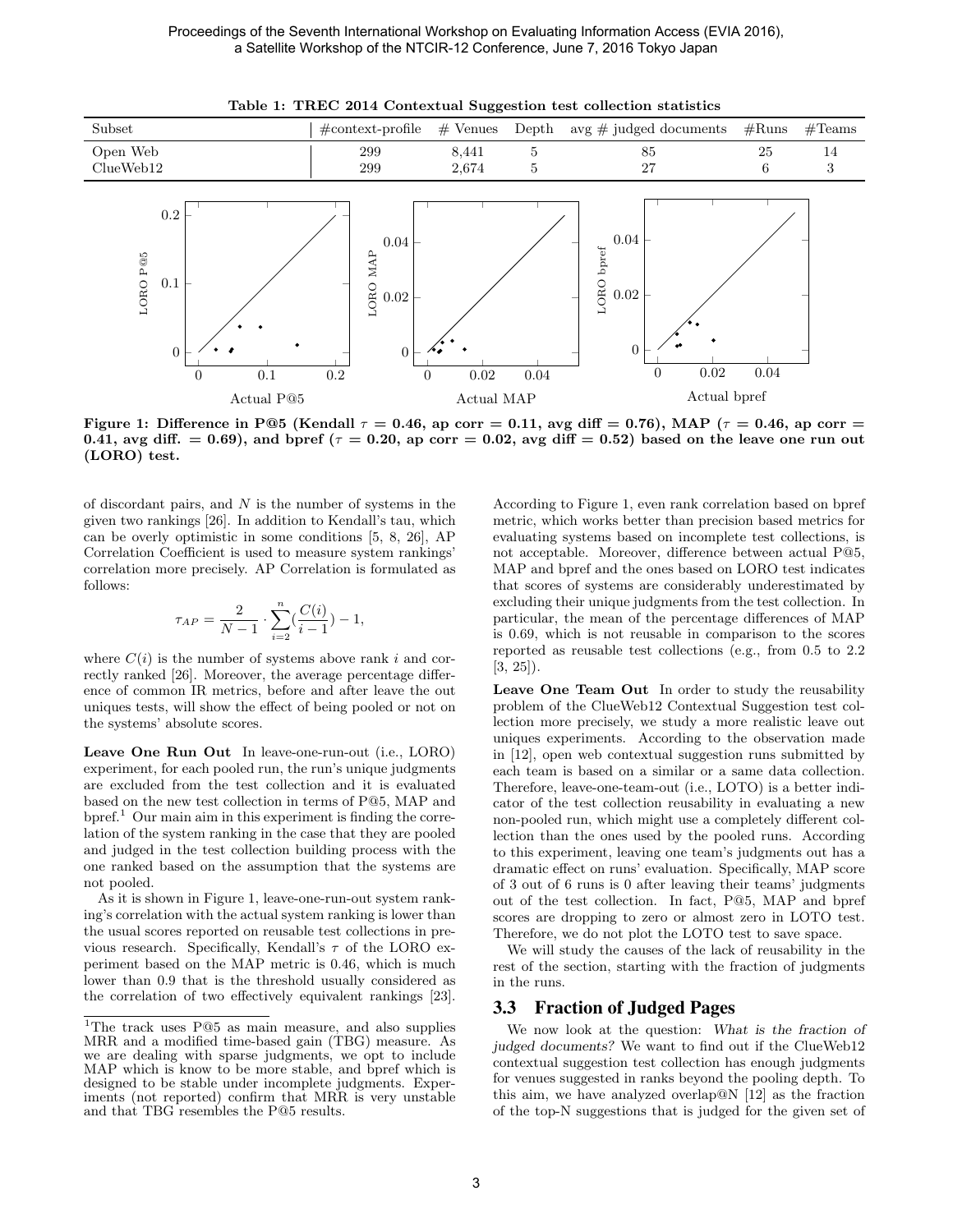**Table 1: TREC 2014 Contextual Suggestion test collection statistics**

| Subset | #context-profile | # Venues | Depth | avg # judged documents | #Runs | #Teams |
|---|---|---|---|---|---|---|
| Open Web | 299 | 8,441 | 5 | 85 | 25 | 14 |
| ClueWeb12 | 299 | 2,674 | 5 | 27 | 6 | 3 |

**Figure 1: Difference in P@5 (Kendall $\tau = 0.46$, ap corr $= 0.11$, avg diff $= 0.76$), MAP ($\tau = 0.46$, ap corr $= 0.41$, avg diff. $= 0.69$), and bpref ($\tau = 0.20$, ap corr $= 0.02$, avg diff $= 0.52$) based on the leave one run out (LORO) test.**

of discordant pairs, and $N$ is the number of systems in the given two rankings [26]. In addition to Kendall's tau, which can be overly optimistic in some conditions [5, 8, 26], AP Correlation Coefficient is used to measure system rankings' correlation more precisely. AP Correlation is formulated as follows:

$$\tau_{AP} = \frac{2}{N-1} \cdot \sum_{i=2}^{n} \left(\frac{C(i)}{i-1}\right) - 1,$$

where $C(i)$ is the number of systems above rank $i$ and correctly ranked [26]. Moreover, the average percentage difference of common IR metrics, before and after leave the out uniques tests, will show the effect of being pooled or not on the systems' absolute scores.

**Leave One Run Out** In leave-one-run-out (i.e., LORO) experiment, for each pooled run, the run's unique judgments are excluded from the test collection and it is evaluated based on the new test collection in terms of P@5, MAP and bpref.[1] Our main aim in this experiment is finding the correlation of the system ranking in the case that they are pooled and judged in the test collection building process with the one ranked based on the assumption that the systems are not pooled.

As it is shown in Figure 1, leave-one-run-out system ranking's correlation with the actual system ranking is lower than the usual scores reported on reusable test collections in previous research. Specifically, Kendall's $\tau$ of the LORO experiment based on the MAP metric is 0.46, which is much lower than 0.9 that is the threshold usually considered as the correlation of two effectively equivalent rankings [23]. According to Figure 1, even rank correlation based on bpref metric, which works better than precision based metrics for evaluating systems based on incomplete test collections, is not acceptable. Moreover, difference between actual P@5, MAP and bpref and the ones based on LORO test indicates that scores of systems are considerably underestimated by excluding their unique judgments from the test collection. In particular, the mean of the percentage differences of MAP is 0.69, which is not reusable in comparison to the scores reported as reusable test collections (e.g., from 0.5 to 2.2 [3, 25]).

**Leave One Team Out** In order to study the reusability problem of the ClueWeb12 Contextual Suggestion test collection more precisely, we study a more realistic leave out uniques experiments. According to the observation made in [12], open web contextual suggestion runs submitted by each team is based on a similar or a same data collection. Therefore, leave-one-team-out (i.e., LOTO) is a better indicator of the test collection reusability in evaluating a new non-pooled run, which might use a completely different collection than the ones used by the pooled runs. According to this experiment, leaving one team's judgments out has a dramatic effect on runs' evaluation. Specifically, MAP score of 3 out of 6 runs is 0 after leaving their teams' judgments out of the test collection. In fact, P@5, MAP and bpref scores are dropping to zero or almost zero in LOTO test. Therefore, we do not plot the LOTO test to save space.

We will study the causes of the lack of reusability in the rest of the section, starting with the fraction of judgments in the runs.

## 3.3 Fraction of Judged Pages

We now look at the question: *What is the fraction of judged documents?* We want to find out if the ClueWeb12 contextual suggestion test collection has enough judgments for venues suggested in ranks beyond the pooling depth. To this aim, we have analyzed overlap@N [12] as the fraction of the top-N suggestions that is judged for the given set of

[1] The track uses P@5 as main measure, and also supplies MRR and a modified time-based gain (TBG) measure. As we are dealing with sparse judgments, we opt to include MAP which is know to be more stable, and bpref which is designed to be stable under incomplete judgments. Experiments (not reported) confirm that MRR is very unstable and that TBG resembles the P@5 results.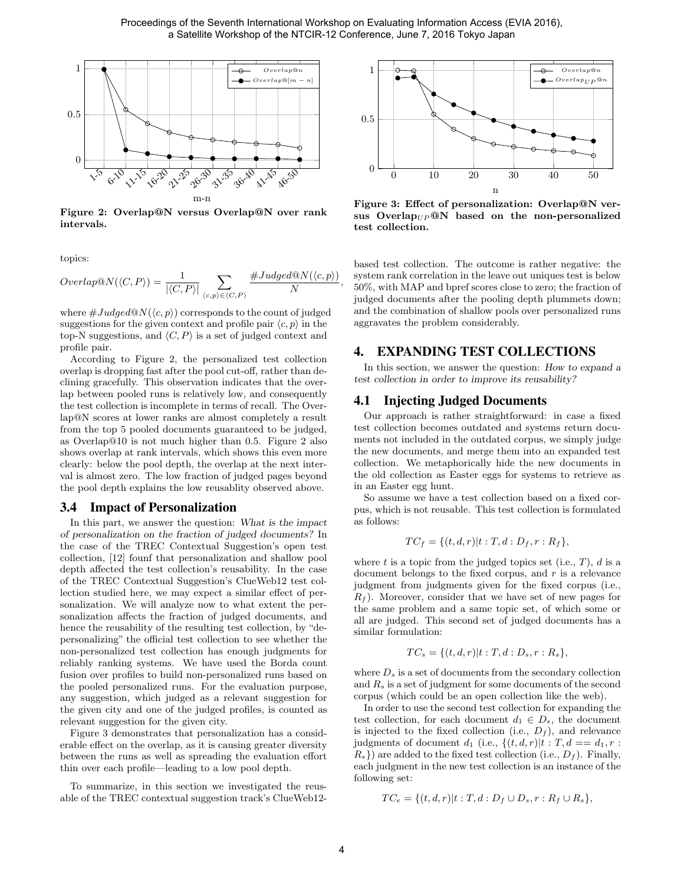Figure 2: Overlap@N versus Overlap@N over rank intervals.

Figure 3: Effect of personalization: Overlap@N versus $\text{Overlap}_{UP}$@N based on the non-personalized test collection.

topics:

$$Overlap@N(\langle C, P\rangle) = \frac{1}{|\langle C, P\rangle|} \sum_{\langle c,p\rangle \in \langle C,P\rangle} \frac{\#Judged@N(\langle c, p\rangle)}{N},$$

where $\#Judged@N(\langle c, p\rangle)$ corresponds to the count of judged suggestions for the given context and profile pair $\langle c, p\rangle$ in the top-N suggestions, and $\langle C, P\rangle$ is a set of judged context and profile pair.

According to Figure 2, the personalized test collection overlap is dropping fast after the pool cut-off, rather than declining gracefully. This observation indicates that the overlap between pooled runs is relatively low, and consequently the test collection is incomplete in terms of recall. The Overlap@N scores at lower ranks are almost completely a result from the top 5 pooled documents guaranteed to be judged, as Overlap@10 is not much higher than 0.5. Figure 2 also shows overlap at rank intervals, which shows this even more clearly: below the pool depth, the overlap at the next interval is almost zero. The low fraction of judged pages beyond the pool depth explains the low reusablity observed above.

## 3.4 Impact of Personalization

In this part, we answer the question: *What is the impact of personalization on the fraction of judged documents?* In the case of the TREC Contextual Suggestion's open test collection, [12] founf that personalization and shallow pool depth affected the test collection's reusability. In the case of the TREC Contextual Suggestion's ClueWeb12 test collection studied here, we may expect a similar effect of personalization. We will analyze now to what extent the personalization affects the fraction of judged documents, and hence the reusability of the resulting test collection, by "depersonalizing" the official test collection to see whether the non-personalized test collection has enough judgments for reliably ranking systems. We have used the Borda count fusion over profiles to build non-personalized runs based on the pooled personalized runs. For the evaluation purpose, any suggestion, which judged as a relevant suggestion for the given city and one of the judged profiles, is counted as relevant suggestion for the given city.

Figure 3 demonstrates that personalization has a considerable effect on the overlap, as it is causing greater diversity between the runs as well as spreading the evaluation effort thin over each profile—leading to a low pool depth.

To summarize, in this section we investigated the reusable of the TREC contextual suggestion track's ClueWeb12-based test collection. The outcome is rather negative: the system rank correlation in the leave out uniques test is below 50%, with MAP and bpref scores close to zero; the fraction of judged documents after the pooling depth plummets down; and the combination of shallow pools over personalized runs aggravates the problem considerably.

# 4. EXPANDING TEST COLLECTIONS

In this section, we answer the question: *How to expand a test collection in order to improve its reusability?*

## 4.1 Injecting Judged Documents

Our approach is rather straightforward: in case a fixed test collection becomes outdated and systems return documents not included in the outdated corpus, we simply judge the new documents, and merge them into an expanded test collection. We metaphorically hide the new documents in the old collection as Easter eggs for systems to retrieve as in an Easter egg hunt.

So assume we have a test collection based on a fixed corpus, which is not reusable. This test collection is formulated as follows:

$$TC_f = \{(t, d, r)|t : T, d : D_f, r : R_f\},$$

where $t$ is a topic from the judged topics set (i.e., $T$), $d$ is a document belongs to the fixed corpus, and $r$ is a relevance judgment from judgments given for the fixed corpus (i.e., $R_f$). Moreover, consider that we have set of new pages for the same problem and a same topic set, of which some or all are judged. This second set of judged documents has a similar formulation:

$$TC_s = \{(t, d, r)|t : T, d : D_s, r : R_s\},$$

where $D_s$ is a set of documents from the secondary collection and $R_s$ is a set of judgment for some documents of the second corpus (which could be an open collection like the web).

In order to use the second test collection for expanding the test collection, for each document $d_1 \in D_s$, the document is injected to the fixed collection (i.e., $D_f$), and relevance judgments of document $d_1$ (i.e., $\{(t, d, r)|t : T, d == d_1, r : R_s\}$) are added to the fixed test collection (i.e., $D_f$). Finally, each judgment in the new test collection is an instance of the following set:

$$TC_e = \{(t, d, r)|t : T, d : D_f \cup D_s, r : R_f \cup R_s\},$$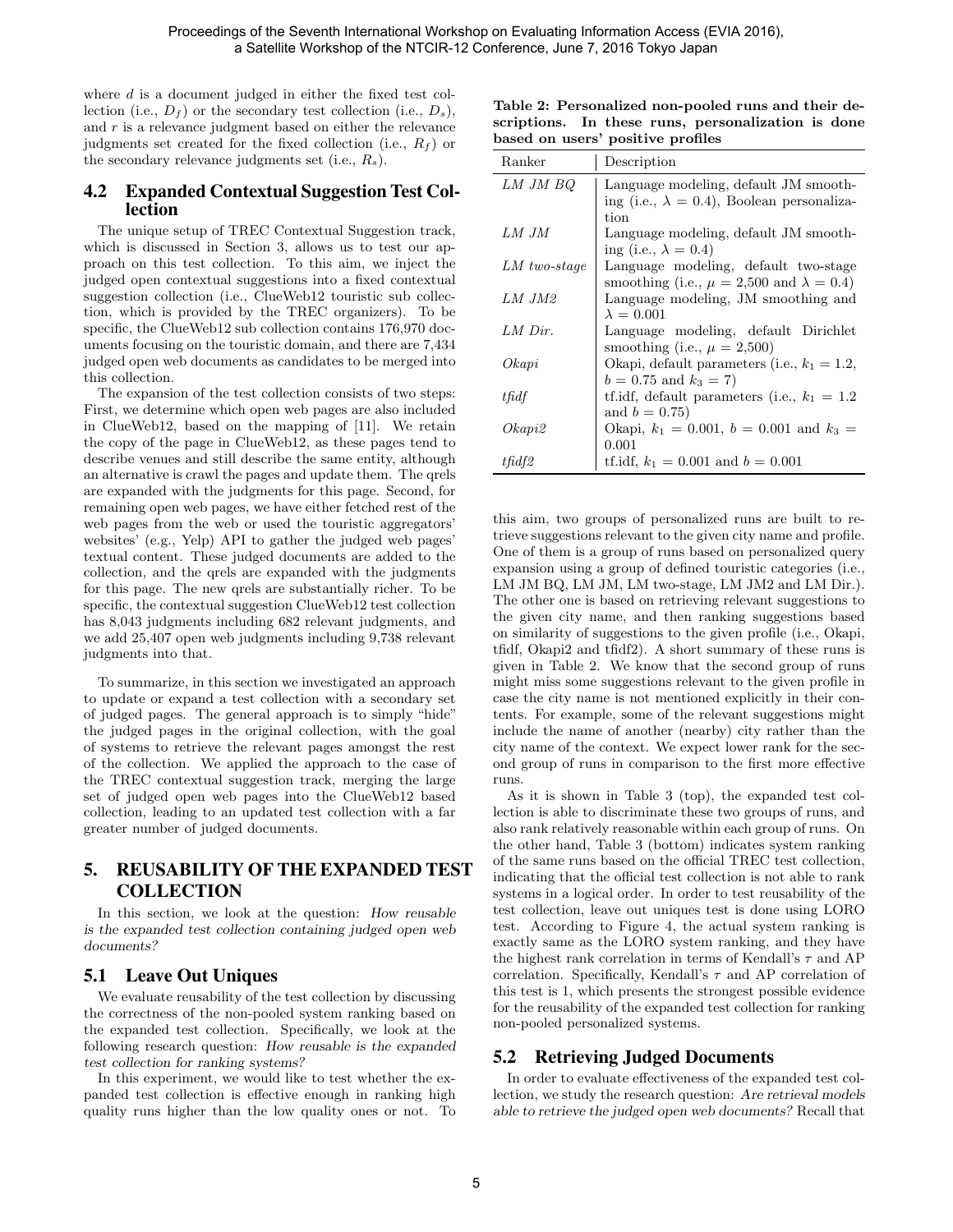where $d$ is a document judged in either the fixed test collection (i.e., $D_f$) or the secondary test collection (i.e., $D_s$), and $r$ is a relevance judgment based on either the relevance judgments set created for the fixed collection (i.e., $R_f$) or the secondary relevance judgments set (i.e., $R_s$).

## 4.2 Expanded Contextual Suggestion Test Collection

The unique setup of TREC Contextual Suggestion track, which is discussed in Section 3, allows us to test our approach on this test collection. To this aim, we inject the judged open contextual suggestions into a fixed contextual suggestion collection (i.e., ClueWeb12 touristic sub collection, which is provided by the TREC organizers). To be specific, the ClueWeb12 sub collection contains 176,970 documents focusing on the touristic domain, and there are 7,434 judged open web documents as candidates to be merged into this collection.

The expansion of the test collection consists of two steps: First, we determine which open web pages are also included in ClueWeb12, based on the mapping of [11]. We retain the copy of the page in ClueWeb12, as these pages tend to describe venues and still describe the same entity, although an alternative is crawl the pages and update them. The qrels are expanded with the judgments for this page. Second, for remaining open web pages, we have either fetched rest of the web pages from the web or used the touristic aggregators' websites' (e.g., Yelp) API to gather the judged web pages' textual content. These judged documents are added to the collection, and the qrels are expanded with the judgments for this page. The new qrels are substantially richer. To be specific, the contextual suggestion ClueWeb12 test collection has 8,043 judgments including 682 relevant judgments, and we add 25,407 open web judgments including 9,738 relevant judgments into that.

To summarize, in this section we investigated an approach to update or expand a test collection with a secondary set of judged pages. The general approach is to simply "hide" the judged pages in the original collection, with the goal of systems to retrieve the relevant pages amongst the rest of the collection. We applied the approach to the case of the TREC contextual suggestion track, merging the large set of judged open web pages into the ClueWeb12 based collection, leading to an updated test collection with a far greater number of judged documents.

# 5. REUSABILITY OF THE EXPANDED TEST COLLECTION

In this section, we look at the question: *How reusable is the expanded test collection containing judged open web documents?*

## 5.1 Leave Out Uniques

We evaluate reusability of the test collection by discussing the correctness of the non-pooled system ranking based on the expanded test collection. Specifically, we look at the following research question: *How reusable is the expanded test collection for ranking systems?*

In this experiment, we would like to test whether the expanded test collection is effective enough in ranking high quality runs higher than the low quality ones or not. To this aim, two groups of personalized runs are built to retrieve suggestions relevant to the given city name and profile. One of them is a group of runs based on personalized query expansion using a group of defined touristic categories (i.e., LM JM BQ, LM JM, LM two-stage, LM JM2 and LM Dir.). The other one is based on retrieving relevant suggestions to the given city name, and then ranking suggestions based on similarity of suggestions to the given profile (i.e., Okapi, tfidf, Okapi2 and tfidf2). A short summary of these runs is given in Table 2. We know that the second group of runs might miss some suggestions relevant to the given profile in case the city name is not mentioned explicitly in their contents. For example, some of the relevant suggestions might include the name of another (nearby) city rather than the city name of the context. We expect lower rank for the second group of runs in comparison to the first more effective runs.

**Table 2: Personalized non-pooled runs and their descriptions. In these runs, personalization is done based on users' positive profiles**

| Ranker | Description |
|---|---|
| *LM JM BQ* | Language modeling, default JM smoothing (i.e., $\lambda = 0.4$), Boolean personalization |
| *LM JM* | Language modeling, default JM smoothing (i.e., $\lambda = 0.4$) |
| *LM two-stage* | Language modeling, default two-stage smoothing (i.e., $\mu = 2{,}500$ and $\lambda = 0.4$) |
| *LM JM2* | Language modeling, JM smoothing and $\lambda = 0.001$ |
| *LM Dir.* | Language modeling, default Dirichlet smoothing (i.e., $\mu = 2{,}500$) |
| *Okapi* | Okapi, default parameters (i.e., $k_1 = 1.2$, $b = 0.75$ and $k_3 = 7$) |
| *tfidf* | tf.idf, default parameters (i.e., $k_1 = 1.2$ and $b = 0.75$) |
| *Okapi2* | Okapi, $k_1 = 0.001$, $b = 0.001$ and $k_3 = 0.001$ |
| *tfidf2* | tf.idf, $k_1 = 0.001$ and $b = 0.001$ |

As it is shown in Table 3 (top), the expanded test collection is able to discriminate these two groups of runs, and also rank relatively reasonable within each group of runs. On the other hand, Table 3 (bottom) indicates system ranking of the same runs based on the official TREC test collection, indicating that the official test collection is not able to rank systems in a logical order. In order to test reusability of the test collection, leave out uniques test is done using LORO test. According to Figure 4, the actual system ranking is exactly same as the LORO system ranking, and they have the highest rank correlation in terms of Kendall's $\tau$ and AP correlation. Specifically, Kendall's $\tau$ and AP correlation of this test is 1, which presents the strongest possible evidence for the reusability of the expanded test collection for ranking non-pooled personalized systems.

## 5.2 Retrieving Judged Documents

In order to evaluate effectiveness of the expanded test collection, we study the research question: *Are retrieval models able to retrieve the judged open web documents?* Recall that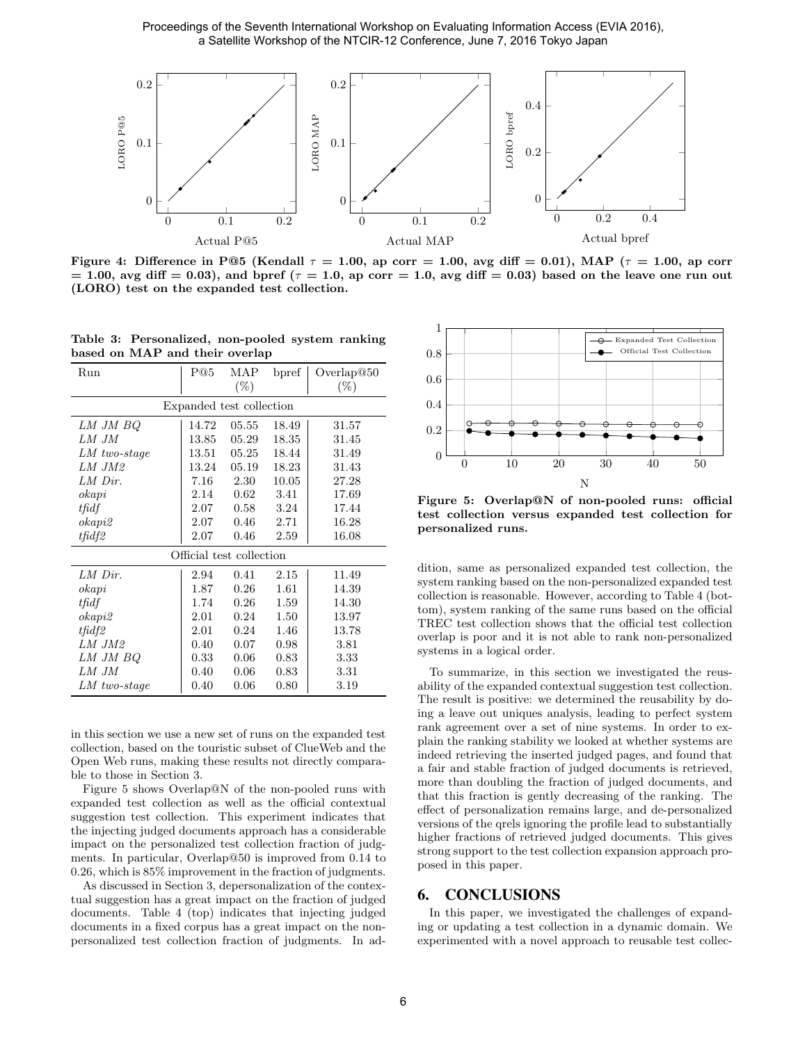Figure 4: Difference in P@5 (Kendall $\tau = 1.00$, ap corr = 1.00, avg diff = 0.01), MAP ($\tau = 1.00$, ap corr = 1.00, avg diff = 0.03), and bpref ($\tau = 1.0$, ap corr = 1.0, avg diff = 0.03) based on the leave one run out (LORO) test on the expanded test collection.

Table 3: Personalized, non-pooled system ranking based on MAP and their overlap

| Run | P@5 | MAP (%) | bpref | Overlap@50 (%) |
|---|---|---|---|---|
| Expanded test collection | | | | |
| *LM JM BQ* | 14.72 | 05.55 | 18.49 | 31.57 |
| *LM JM* | 13.85 | 05.29 | 18.35 | 31.45 |
| *LM two-stage* | 13.51 | 05.25 | 18.44 | 31.49 |
| *LM JM2* | 13.24 | 05.19 | 18.23 | 31.43 |
| *LM Dir.* | 7.16 | 2.30 | 10.05 | 27.28 |
| *okapi* | 2.14 | 0.62 | 3.41 | 17.69 |
| *tfidf* | 2.07 | 0.58 | 3.24 | 17.44 |
| *okapi2* | 2.07 | 0.46 | 2.71 | 16.28 |
| *tfidf2* | 2.07 | 0.46 | 2.59 | 16.08 |
| Official test collection | | | | |
| *LM Dir.* | 2.94 | 0.41 | 2.15 | 11.49 |
| *okapi* | 1.87 | 0.26 | 1.61 | 14.39 |
| *tfidf* | 1.74 | 0.26 | 1.59 | 14.30 |
| *okapi2* | 2.01 | 0.24 | 1.50 | 13.97 |
| *tfidf2* | 2.01 | 0.24 | 1.46 | 13.78 |
| *LM JM2* | 0.40 | 0.07 | 0.98 | 3.81 |
| *LM JM BQ* | 0.33 | 0.06 | 0.83 | 3.33 |
| *LM JM* | 0.40 | 0.06 | 0.83 | 3.31 |
| *LM two-stage* | 0.40 | 0.06 | 0.80 | 3.19 |

in this section we use a new set of runs on the expanded test collection, based on the touristic subset of ClueWeb and the Open Web runs, making these results not directly comparable to those in Section 3.

Figure 5 shows Overlap@N of the non-pooled runs with expanded test collection as well as the official contextual suggestion test collection. This experiment indicates that the injecting judged documents approach has a considerable impact on the personalized test collection fraction of judgments. In particular, Overlap@50 is improved from 0.14 to 0.26, which is 85% improvement in the fraction of judgments.

As discussed in Section 3, depersonalization of the contextual suggestion has a great impact on the fraction of judged documents. Table 4 (top) indicates that injecting judged documents in a fixed corpus has a great impact on the non-personalized test collection fraction of judgments. In addition, same as personalized expanded test collection, the system ranking based on the non-personalized expanded test collection is reasonable. However, according to Table 4 (bottom), system ranking of the same runs based on the official TREC test collection shows that the official test collection overlap is poor and it is not able to rank non-personalized systems in a logical order.

Figure 5: Overlap@N of non-pooled runs: official test collection versus expanded test collection for personalized runs.

To summarize, in this section we investigated the reusability of the expanded contextual suggestion test collection. The result is positive: we determined the reusability by doing a leave out uniques analysis, leading to perfect system rank agreement over a set of nine systems. In order to explain the ranking stability we looked at whether systems are indeed retrieving the inserted judged pages, and found that a fair and stable fraction of judged documents is retrieved, more than doubling the fraction of judged documents, and that this fraction is gently decreasing of the ranking. The effect of personalization remains large, and de-personalized versions of the qrels ignoring the profile lead to substantially higher fractions of retrieved judged documents. This gives strong support to the test collection expansion approach proposed in this paper.

## 6. CONCLUSIONS

In this paper, we investigated the challenges of expanding or updating a test collection in a dynamic domain. We experimented with a novel approach to reusable test collec-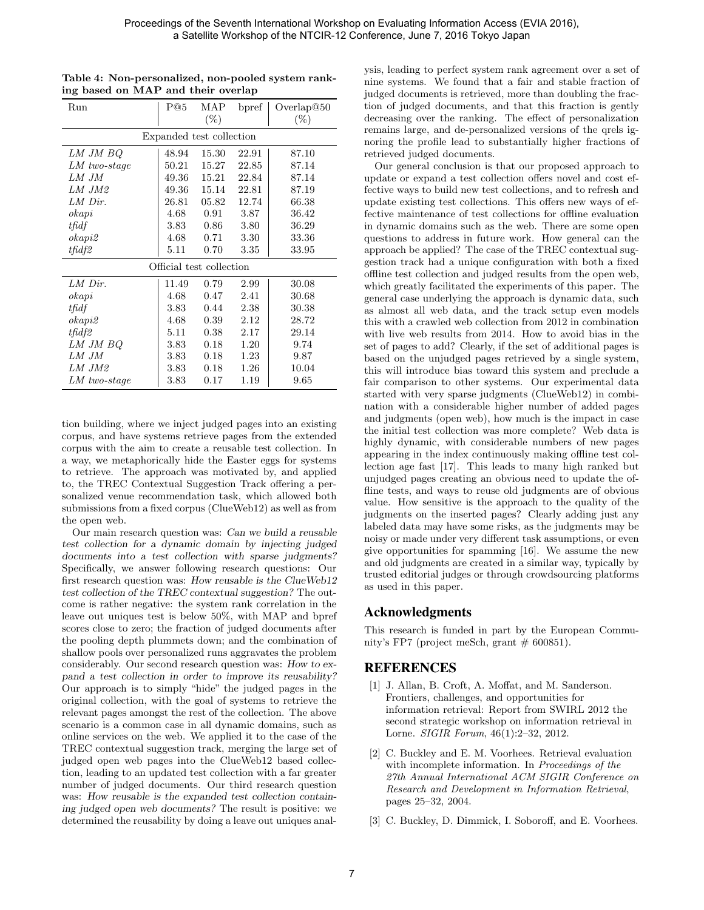**Table 4: Non-personalized, non-pooled system ranking based on MAP and their overlap**

| Run | P@5 | MAP (%) | bpref | Overlap@50 (%) |
|---|---|---|---|---|
| Expanded test collection | | | | |
| *LM JM BQ* | 48.94 | 15.30 | 22.91 | 87.10 |
| *LM two-stage* | 50.21 | 15.27 | 22.85 | 87.14 |
| *LM JM* | 49.36 | 15.21 | 22.84 | 87.14 |
| *LM JM2* | 49.36 | 15.14 | 22.81 | 87.19 |
| *LM Dir.* | 26.81 | 05.82 | 12.74 | 66.38 |
| *okapi* | 4.68 | 0.91 | 3.87 | 36.42 |
| *tfidf* | 3.83 | 0.86 | 3.80 | 36.29 |
| *okapi2* | 4.68 | 0.71 | 3.30 | 33.36 |
| *tfidf2* | 5.11 | 0.70 | 3.35 | 33.95 |
| Official test collection | | | | |
| *LM Dir.* | 11.49 | 0.79 | 2.99 | 30.08 |
| *okapi* | 4.68 | 0.47 | 2.41 | 30.68 |
| *tfidf* | 3.83 | 0.44 | 2.38 | 30.38 |
| *okapi2* | 4.68 | 0.39 | 2.12 | 28.72 |
| *tfidf2* | 5.11 | 0.38 | 2.17 | 29.14 |
| *LM JM BQ* | 3.83 | 0.18 | 1.20 | 9.74 |
| *LM JM* | 3.83 | 0.18 | 1.23 | 9.87 |
| *LM JM2* | 3.83 | 0.18 | 1.26 | 10.04 |
| *LM two-stage* | 3.83 | 0.17 | 1.19 | 9.65 |

tion building, where we inject judged pages into an existing corpus, and have systems retrieve pages from the extended corpus with the aim to create a reusable test collection. In a way, we metaphorically hide the Easter eggs for systems to retrieve. The approach was motivated by, and applied to, the TREC Contextual Suggestion Track offering a personalized venue recommendation task, which allowed both submissions from a fixed corpus (ClueWeb12) as well as from the open web.

Our main research question was: *Can we build a reusable test collection for a dynamic domain by injecting judged documents into a test collection with sparse judgments?* Specifically, we answer following research questions: Our first research question was: *How reusable is the ClueWeb12 test collection of the TREC contextual suggestion?* The outcome is rather negative: the system rank correlation in the leave out uniques test is below 50%, with MAP and bpref scores close to zero; the fraction of judged documents after the pooling depth plummets down; and the combination of shallow pools over personalized runs aggravates the problem considerably. Our second research question was: *How to expand a test collection in order to improve its reusability?* Our approach is to simply "hide" the judged pages in the original collection, with the goal of systems to retrieve the relevant pages amongst the rest of the collection. The above scenario is a common case in all dynamic domains, such as online services on the web. We applied it to the case of the TREC contextual suggestion track, merging the large set of judged open web pages into the ClueWeb12 based collection, leading to an updated test collection with a far greater number of judged documents. Our third research question was: *How reusable is the expanded test collection containing judged open web documents?* The result is positive: we determined the reusability by doing a leave out uniques analysis, leading to perfect system rank agreement over a set of nine systems. We found that a fair and stable fraction of judged documents is retrieved, more than doubling the fraction of judged documents, and that this fraction is gently decreasing over the ranking. The effect of personalization remains large, and de-personalized versions of the qrels ignoring the profile lead to substantially higher fractions of retrieved judged documents.

Our general conclusion is that our proposed approach to update or expand a test collection offers novel and cost effective ways to build new test collections, and to refresh and update existing test collections. This offers new ways of effective maintenance of test collections for offline evaluation in dynamic domains such as the web. There are some open questions to address in future work. How general can the approach be applied? The case of the TREC contextual suggestion track had a unique configuration with both a fixed offline test collection and judged results from the open web, which greatly facilitated the experiments of this paper. The general case underlying the approach is dynamic data, such as almost all web data, and the track setup even models this with a crawled web collection from 2012 in combination with live web results from 2014. How to avoid bias in the set of pages to add? Clearly, if the set of additional pages is based on the unjudged pages retrieved by a single system, this will introduce bias toward this system and preclude a fair comparison to other systems. Our experimental data started with very sparse judgments (ClueWeb12) in combination with a considerable higher number of added pages and judgments (open web), how much is the impact in case the initial test collection was more complete? Web data is highly dynamic, with considerable numbers of new pages appearing in the index continuously making offline test collection age fast [17]. This leads to many high ranked but unjudged pages creating an obvious need to update the offline tests, and ways to reuse old judgments are of obvious value. How sensitive is the approach to the quality of the judgments on the inserted pages? Clearly adding just any labeled data may have some risks, as the judgments may be noisy or made under very different task assumptions, or even give opportunities for spamming [16]. We assume the new and old judgments are created in a similar way, typically by trusted editorial judges or through crowdsourcing platforms as used in this paper.

## Acknowledgments

This research is funded in part by the European Community's FP7 (project meSch, grant # 600851).

## REFERENCES

[1] J. Allan, B. Croft, A. Moffat, and M. Sanderson. Frontiers, challenges, and opportunities for information retrieval: Report from SWIRL 2012 the second strategic workshop on information retrieval in Lorne. *SIGIR Forum*, 46(1):2–32, 2012.

[2] C. Buckley and E. M. Voorhees. Retrieval evaluation with incomplete information. In *Proceedings of the 27th Annual International ACM SIGIR Conference on Research and Development in Information Retrieval*, pages 25–32, 2004.

[3] C. Buckley, D. Dimmick, I. Soboroff, and E. Voorhees.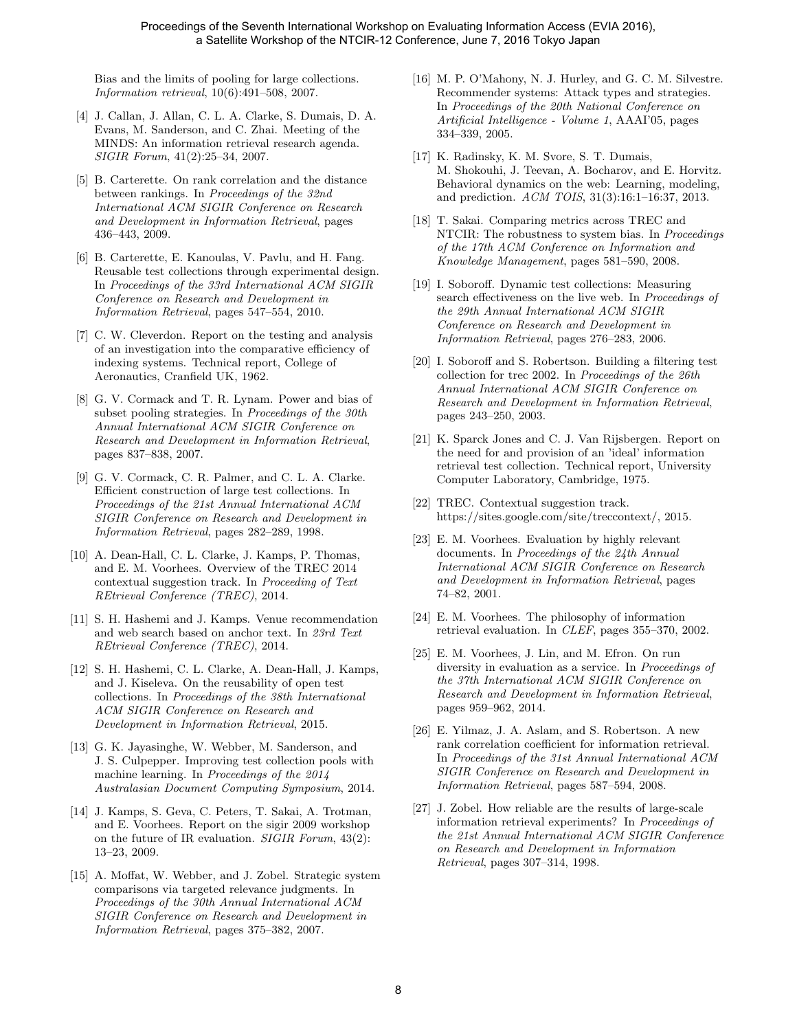Bias and the limits of pooling for large collections. *Information retrieval*, 10(6):491–508, 2007.

[4] J. Callan, J. Allan, C. L. A. Clarke, S. Dumais, D. A. Evans, M. Sanderson, and C. Zhai. Meeting of the MINDS: An information retrieval research agenda. *SIGIR Forum*, 41(2):25–34, 2007.

[5] B. Carterette. On rank correlation and the distance between rankings. In *Proceedings of the 32nd International ACM SIGIR Conference on Research and Development in Information Retrieval*, pages 436–443, 2009.

[6] B. Carterette, E. Kanoulas, V. Pavlu, and H. Fang. Reusable test collections through experimental design. In *Proceedings of the 33rd International ACM SIGIR Conference on Research and Development in Information Retrieval*, pages 547–554, 2010.

[7] C. W. Cleverdon. Report on the testing and analysis of an investigation into the comparative efficiency of indexing systems. Technical report, College of Aeronautics, Cranfield UK, 1962.

[8] G. V. Cormack and T. R. Lynam. Power and bias of subset pooling strategies. In *Proceedings of the 30th Annual International ACM SIGIR Conference on Research and Development in Information Retrieval*, pages 837–838, 2007.

[9] G. V. Cormack, C. R. Palmer, and C. L. A. Clarke. Efficient construction of large test collections. In *Proceedings of the 21st Annual International ACM SIGIR Conference on Research and Development in Information Retrieval*, pages 282–289, 1998.

[10] A. Dean-Hall, C. L. Clarke, J. Kamps, P. Thomas, and E. M. Voorhees. Overview of the TREC 2014 contextual suggestion track. In *Proceeding of Text REtrieval Conference (TREC)*, 2014.

[11] S. H. Hashemi and J. Kamps. Venue recommendation and web search based on anchor text. In *23rd Text REtrieval Conference (TREC)*, 2014.

[12] S. H. Hashemi, C. L. Clarke, A. Dean-Hall, J. Kamps, and J. Kiseleva. On the reusability of open test collections. In *Proceedings of the 38th International ACM SIGIR Conference on Research and Development in Information Retrieval*, 2015.

[13] G. K. Jayasinghe, W. Webber, M. Sanderson, and J. S. Culpepper. Improving test collection pools with machine learning. In *Proceedings of the 2014 Australasian Document Computing Symposium*, 2014.

[14] J. Kamps, S. Geva, C. Peters, T. Sakai, A. Trotman, and E. Voorhees. Report on the sigir 2009 workshop on the future of IR evaluation. *SIGIR Forum*, 43(2): 13–23, 2009.

[15] A. Moffat, W. Webber, and J. Zobel. Strategic system comparisons via targeted relevance judgments. In *Proceedings of the 30th Annual International ACM SIGIR Conference on Research and Development in Information Retrieval*, pages 375–382, 2007.

[16] M. P. O'Mahony, N. J. Hurley, and G. C. M. Silvestre. Recommender systems: Attack types and strategies. In *Proceedings of the 20th National Conference on Artificial Intelligence - Volume 1*, AAAI'05, pages 334–339, 2005.

[17] K. Radinsky, K. M. Svore, S. T. Dumais, M. Shokouhi, J. Teevan, A. Bocharov, and E. Horvitz. Behavioral dynamics on the web: Learning, modeling, and prediction. *ACM TOIS*, 31(3):16:1–16:37, 2013.

[18] T. Sakai. Comparing metrics across TREC and NTCIR: The robustness to system bias. In *Proceedings of the 17th ACM Conference on Information and Knowledge Management*, pages 581–590, 2008.

[19] I. Soboroff. Dynamic test collections: Measuring search effectiveness on the live web. In *Proceedings of the 29th Annual International ACM SIGIR Conference on Research and Development in Information Retrieval*, pages 276–283, 2006.

[20] I. Soboroff and S. Robertson. Building a filtering test collection for trec 2002. In *Proceedings of the 26th Annual International ACM SIGIR Conference on Research and Development in Information Retrieval*, pages 243–250, 2003.

[21] K. Sparck Jones and C. J. Van Rijsbergen. Report on the need for and provision of an 'ideal' information retrieval test collection. Technical report, University Computer Laboratory, Cambridge, 1975.

[22] TREC. Contextual suggestion track. https://sites.google.com/site/treccontext/, 2015.

[23] E. M. Voorhees. Evaluation by highly relevant documents. In *Proceedings of the 24th Annual International ACM SIGIR Conference on Research and Development in Information Retrieval*, pages 74–82, 2001.

[24] E. M. Voorhees. The philosophy of information retrieval evaluation. In *CLEF*, pages 355–370, 2002.

[25] E. M. Voorhees, J. Lin, and M. Efron. On run diversity in evaluation as a service. In *Proceedings of the 37th International ACM SIGIR Conference on Research and Development in Information Retrieval*, pages 959–962, 2014.

[26] E. Yilmaz, J. A. Aslam, and S. Robertson. A new rank correlation coefficient for information retrieval. In *Proceedings of the 31st Annual International ACM SIGIR Conference on Research and Development in Information Retrieval*, pages 587–594, 2008.

[27] J. Zobel. How reliable are the results of large-scale information retrieval experiments? In *Proceedings of the 21st Annual International ACM SIGIR Conference on Research and Development in Information Retrieval*, pages 307–314, 1998.